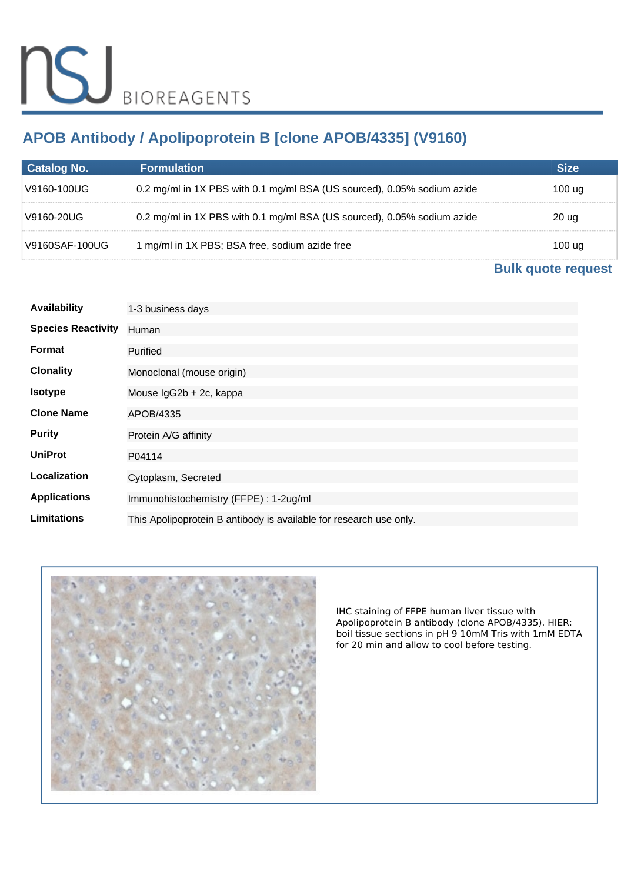NSJ BIOREAGENTS

# APOB Antibody / Apolipoprotein B [clone APOB/4335] (V9160)

| Catalog No. | Formulation | Size |
| --- | --- | --- |
| V9160-100UG | 0.2 mg/ml in 1X PBS with 0.1 mg/ml BSA (US sourced), 0.05% sodium azide | 100 ug |
| V9160-20UG | 0.2 mg/ml in 1X PBS with 0.1 mg/ml BSA (US sourced), 0.05% sodium azide | 20 ug |
| V9160SAF-100UG | 1 mg/ml in 1X PBS; BSA free, sodium azide free | 100 ug |

**Bulk quote request**

| | |
| --- | --- |
| **Availability** | 1-3 business days |
| **Species Reactivity** | Human |
| **Format** | Purified |
| **Clonality** | Monoclonal (mouse origin) |
| **Isotype** | Mouse IgG2b + 2c, kappa |
| **Clone Name** | APOB/4335 |
| **Purity** | Protein A/G affinity |
| **UniProt** | P04114 |
| **Localization** | Cytoplasm, Secreted |
| **Applications** | Immunohistochemistry (FFPE) : 1-2ug/ml |
| **Limitations** | This Apolipoprotein B antibody is available for research use only. |

IHC staining of FFPE human liver tissue with Apolipoprotein B antibody (clone APOB/4335). HIER: boil tissue sections in pH 9 10mM Tris with 1mM EDTA for 20 min and allow to cool before testing.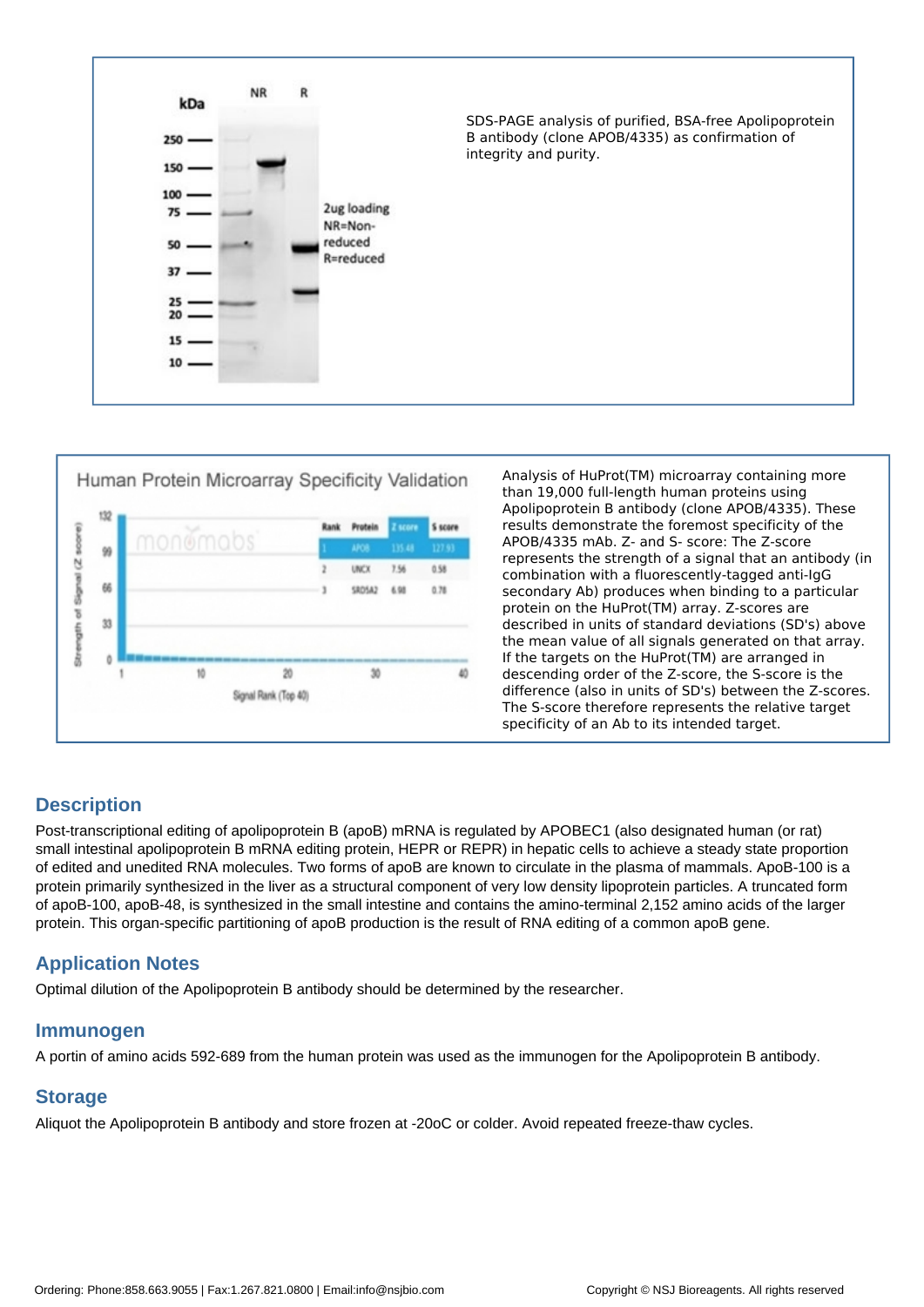kDa

NR R

250
150
100
75
50
37
25
20
15
10

2ug loading
NR=Non-reduced
R=reduced

SDS-PAGE analysis of purified, BSA-free Apolipoprotein B antibody (clone APOB/4335) as confirmation of integrity and purity.

Human Protein Microarray Specificity Validation

Strength of Signal (Z score)

132
99
66
33
0

1 10 20 30 40

Signal Rank (Top 40)

monomabs

| Rank | Protein | Z score | S score |
|---|---|---|---|
| 1 | APOB | 135.48 | 127.93 |
| 2 | UNCX | 7.56 | 0.58 |
| 3 | SRD5A2 | 6.98 | 0.78 |

Analysis of HuProt(TM) microarray containing more than 19,000 full-length human proteins using Apolipoprotein B antibody (clone APOB/4335). These results demonstrate the foremost specificity of the APOB/4335 mAb. Z- and S- score: The Z-score represents the strength of a signal that an antibody (in combination with a fluorescently-tagged anti-IgG secondary Ab) produces when binding to a particular protein on the HuProt(TM) array. Z-scores are described in units of standard deviations (SD's) above the mean value of all signals generated on that array. If the targets on the HuProt(TM) are arranged in descending order of the Z-score, the S-score is the difference (also in units of SD's) between the Z-scores. The S-score therefore represents the relative target specificity of an Ab to its intended target.

## Description

Post-transcriptional editing of apolipoprotein B (apoB) mRNA is regulated by APOBEC1 (also designated human (or rat) small intestinal apolipoprotein B mRNA editing protein, HEPR or REPR) in hepatic cells to achieve a steady state proportion of edited and unedited RNA molecules. Two forms of apoB are known to circulate in the plasma of mammals. ApoB-100 is a protein primarily synthesized in the liver as a structural component of very low density lipoprotein particles. A truncated form of apoB-100, apoB-48, is synthesized in the small intestine and contains the amino-terminal 2,152 amino acids of the larger protein. This organ-specific partitioning of apoB production is the result of RNA editing of a common apoB gene.

## Application Notes

Optimal dilution of the Apolipoprotein B antibody should be determined by the researcher.

## Immunogen

A portin of amino acids 592-689 from the human protein was used as the immunogen for the Apolipoprotein B antibody.

## Storage

Aliquot the Apolipoprotein B antibody and store frozen at -20oC or colder. Avoid repeated freeze-thaw cycles.

Ordering: Phone:858.663.9055 | Fax:1.267.821.0800 | Email:info@nsjbio.com

Copyright © NSJ Bioreagents. All rights reserved